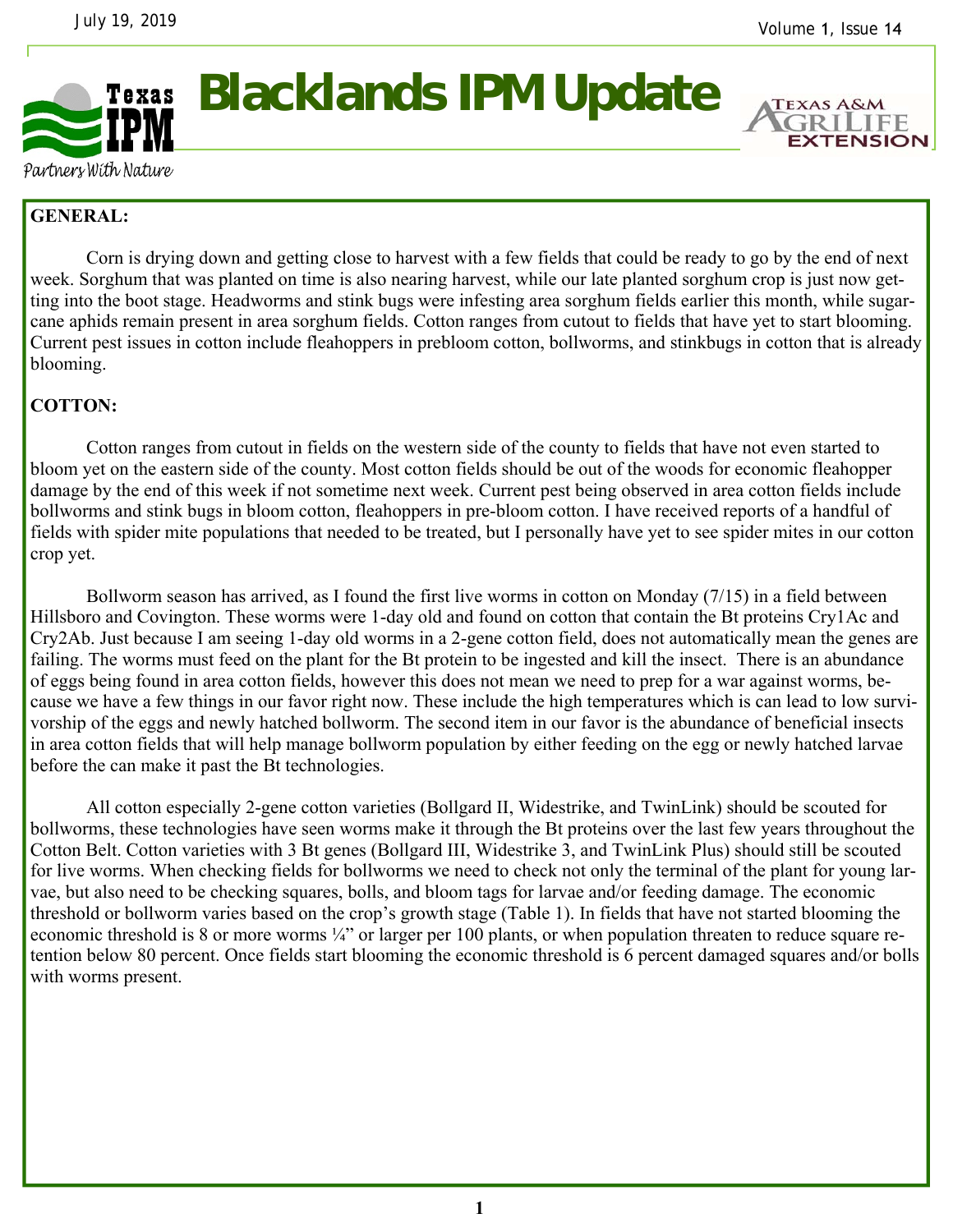# Blacklands IPM Update

## GENERAL:

Corn is drying down and getting close to harvest with a few fields that could be ready to go by the end of next week. Sorghum that was planted on time is also nearing harvest, while our late planted sorghum crop is just now getting into the boot stage. Headworms and stink bugs were infesting area sorghum fields earlier this month, while sugarcane aphids remain present in area sorghum fields. Cotton ranges from cutout to fields that have yet to start blooming. Current pest issues in cotton include fleahoppers in prebloom cotton, bollworms, and stinkbugs in cotton that is already blooming.

## COTTON:

Cotton ranges from cutout in fields on the western side of the county to fields that have not even started to bloom yet on the eastern side of the county. Most cotton fields should be out of the woods for economic fleahopper damage by the end of this week if not sometime next week. Current pest being observed in area cotton fields include bollworms and stink bugs in bloom cotton, fleahoppers in pre-bloom cotton. I have received reports of a handful of fields with spider mite populations that needed to be treated, but I personally have yet to see spider mites in our cotton crop yet.

Bollworm season has arrived, as I found the first live worms in cotton on Monday (7/15) in a field between Hillsboro and Covington. These worms were 1-day old and found on cotton that contain the Bt proteins Cry1Ac and Cry2Ab. Just because I am seeing 1-day old worms in a 2-gene cotton field, does not automatically mean the genes are failing. The worms must feed on the plant for the Bt protein to be ingested and kill the insect. There is an abundance of eggs being found in area cotton fields, however this does not mean we need to prep for a war against worms, because we have a few things in our favor right now. These include the high temperatures which is can lead to low survivorship of the eggs and newly hatched bollworm. The second item in our favor is the abundance of beneficial insects in area cotton fields that will help manage bollworm population by either feeding on the egg or newly hatched larvae before the can make it past the Bt technologies.

All cotton especially 2-gene cotton varieties (Bollgard II, Widestrike, and TwinLink) should be scouted for bollworms, these technologies have seen worms make it through the Bt proteins over the last few years throughout the Cotton Belt. Cotton varieties with 3 Bt genes (Bollgard III, Widestrike 3, and TwinLink Plus) should still be scouted for live worms. When checking fields for bollworms we need to check not only the terminal of the plant for young larvae, but also need to be checking squares, bolls, and bloom tags for larvae and/or feeding damage. The economic threshold or bollworm varies based on the crop's growth stage (Table 1). In fields that have not started blooming the economic threshold is 8 or more worms ¼" or larger per 100 plants, or when population threaten to reduce square retention below 80 percent. Once fields start blooming the economic threshold is 6 percent damaged squares and/or bolls with worms present.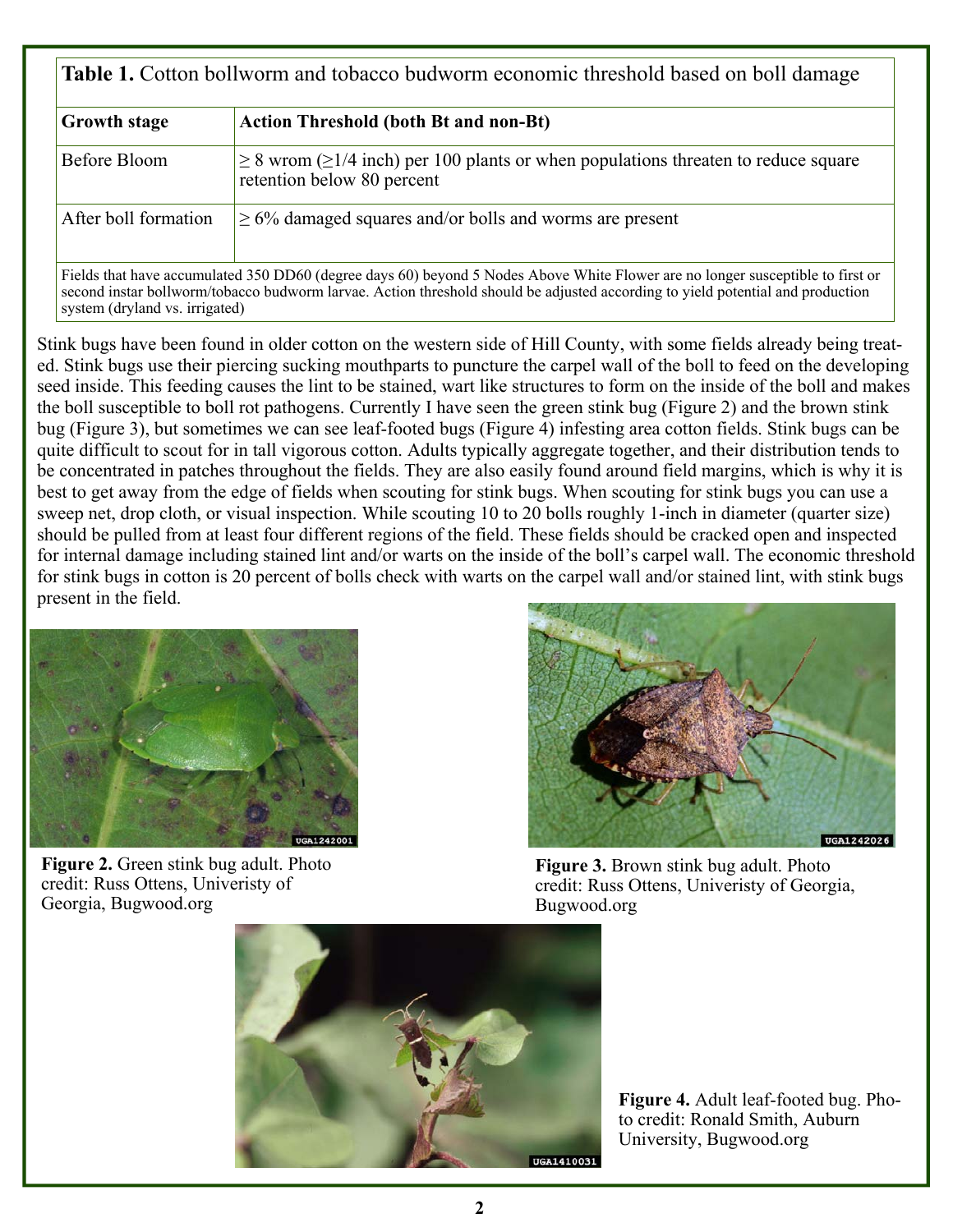| **Table 1.** Cotton bollworm and tobacco budworm economic threshold based on boll damage | |
|---|---|
| **Growth stage** | **Action Threshold (both Bt and non-Bt)** |
| Before Bloom | ≥ 8 wrom (≥1/4 inch) per 100 plants or when populations threaten to reduce square retention below 80 percent |
| After boll formation | ≥ 6% damaged squares and/or bolls and worms are present |

Fields that have accumulated 350 DD60 (degree days 60) beyond 5 Nodes Above White Flower are no longer susceptible to first or second instar bollworm/tobacco budworm larvae. Action threshold should be adjusted according to yield potential and production system (dryland vs. irrigated)

Stink bugs have been found in older cotton on the western side of Hill County, with some fields already being treated. Stink bugs use their piercing sucking mouthparts to puncture the carpel wall of the boll to feed on the developing seed inside. This feeding causes the lint to be stained, wart like structures to form on the inside of the boll and makes the boll susceptible to boll rot pathogens. Currently I have seen the green stink bug (Figure 2) and the brown stink bug (Figure 3), but sometimes we can see leaf-footed bugs (Figure 4) infesting area cotton fields. Stink bugs can be quite difficult to scout for in tall vigorous cotton. Adults typically aggregate together, and their distribution tends to be concentrated in patches throughout the fields. They are also easily found around field margins, which is why it is best to get away from the edge of fields when scouting for stink bugs. When scouting for stink bugs you can use a sweep net, drop cloth, or visual inspection. While scouting 10 to 20 bolls roughly 1-inch in diameter (quarter size) should be pulled from at least four different regions of the field. These fields should be cracked open and inspected for internal damage including stained lint and/or warts on the inside of the boll's carpel wall. The economic threshold for stink bugs in cotton is 20 percent of bolls check with warts on the carpel wall and/or stained lint, with stink bugs present in the field.

**Figure 2.** Green stink bug adult. Photo credit: Russ Ottens, Univeristy of Georgia, Bugwood.org

**Figure 3.** Brown stink bug adult. Photo credit: Russ Ottens, Univeristy of Georgia, Bugwood.org

**Figure 4.** Adult leaf-footed bug. Photo credit: Ronald Smith, Auburn University, Bugwood.org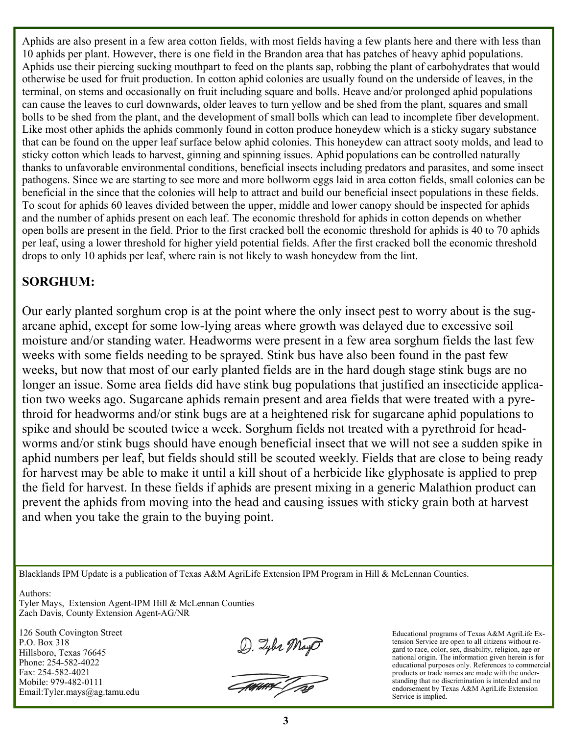Aphids are also present in a few area cotton fields, with most fields having a few plants here and there with less than 10 aphids per plant. However, there is one field in the Brandon area that has patches of heavy aphid populations. Aphids use their piercing sucking mouthpart to feed on the plants sap, robbing the plant of carbohydrates that would otherwise be used for fruit production. In cotton aphid colonies are usually found on the underside of leaves, in the terminal, on stems and occasionally on fruit including square and bolls. Heave and/or prolonged aphid populations can cause the leaves to curl downwards, older leaves to turn yellow and be shed from the plant, squares and small bolls to be shed from the plant, and the development of small bolls which can lead to incomplete fiber development. Like most other aphids the aphids commonly found in cotton produce honeydew which is a sticky sugary substance that can be found on the upper leaf surface below aphid colonies. This honeydew can attract sooty molds, and lead to sticky cotton which leads to harvest, ginning and spinning issues. Aphid populations can be controlled naturally thanks to unfavorable environmental conditions, beneficial insects including predators and parasites, and some insect pathogens. Since we are starting to see more and more bollworm eggs laid in area cotton fields, small colonies can be beneficial in the since that the colonies will help to attract and build our beneficial insect populations in these fields. To scout for aphids 60 leaves divided between the upper, middle and lower canopy should be inspected for aphids and the number of aphids present on each leaf. The economic threshold for aphids in cotton depends on whether open bolls are present in the field. Prior to the first cracked boll the economic threshold for aphids is 40 to 70 aphids per leaf, using a lower threshold for higher yield potential fields. After the first cracked boll the economic threshold drops to only 10 aphids per leaf, where rain is not likely to wash honeydew from the lint.

## SORGHUM:

Our early planted sorghum crop is at the point where the only insect pest to worry about is the sugarcane aphid, except for some low-lying areas where growth was delayed due to excessive soil moisture and/or standing water. Headworms were present in a few area sorghum fields the last few weeks with some fields needing to be sprayed. Stink bus have also been found in the past few weeks, but now that most of our early planted fields are in the hard dough stage stink bugs are no longer an issue. Some area fields did have stink bug populations that justified an insecticide application two weeks ago. Sugarcane aphids remain present and area fields that were treated with a pyrethroid for headworms and/or stink bugs are at a heightened risk for sugarcane aphid populations to spike and should be scouted twice a week. Sorghum fields not treated with a pyrethroid for headworms and/or stink bugs should have enough beneficial insect that we will not see a sudden spike in aphid numbers per leaf, but fields should still be scouted weekly. Fields that are close to being ready for harvest may be able to make it until a kill shout of a herbicide like glyphosate is applied to prep the field for harvest. In these fields if aphids are present mixing in a generic Malathion product can prevent the aphids from moving into the head and causing issues with sticky grain both at harvest and when you take the grain to the buying point.

---

Blacklands IPM Update is a publication of Texas A&M AgriLife Extension IPM Program in Hill & McLennan Counties.

Authors:
Tyler Mays, Extension Agent-IPM Hill & McLennan Counties
Zach Davis, County Extension Agent-AG/NR

126 South Covington Street
P.O. Box 318
Hillsboro, Texas 76645
Phone: 254-582-4022
Fax: 254-582-4021
Mobile: 979-482-0111
Email:Tyler.mays@ag.tamu.edu

Educational programs of Texas A&M AgriLife Extension Service are open to all citizens without regard to race, color, sex, disability, religion, age or national origin. The information given herein is for educational purposes only. References to commercial products or trade names are made with the understanding that no discrimination is intended and no endorsement by Texas A&M AgriLife Extension Service is implied.